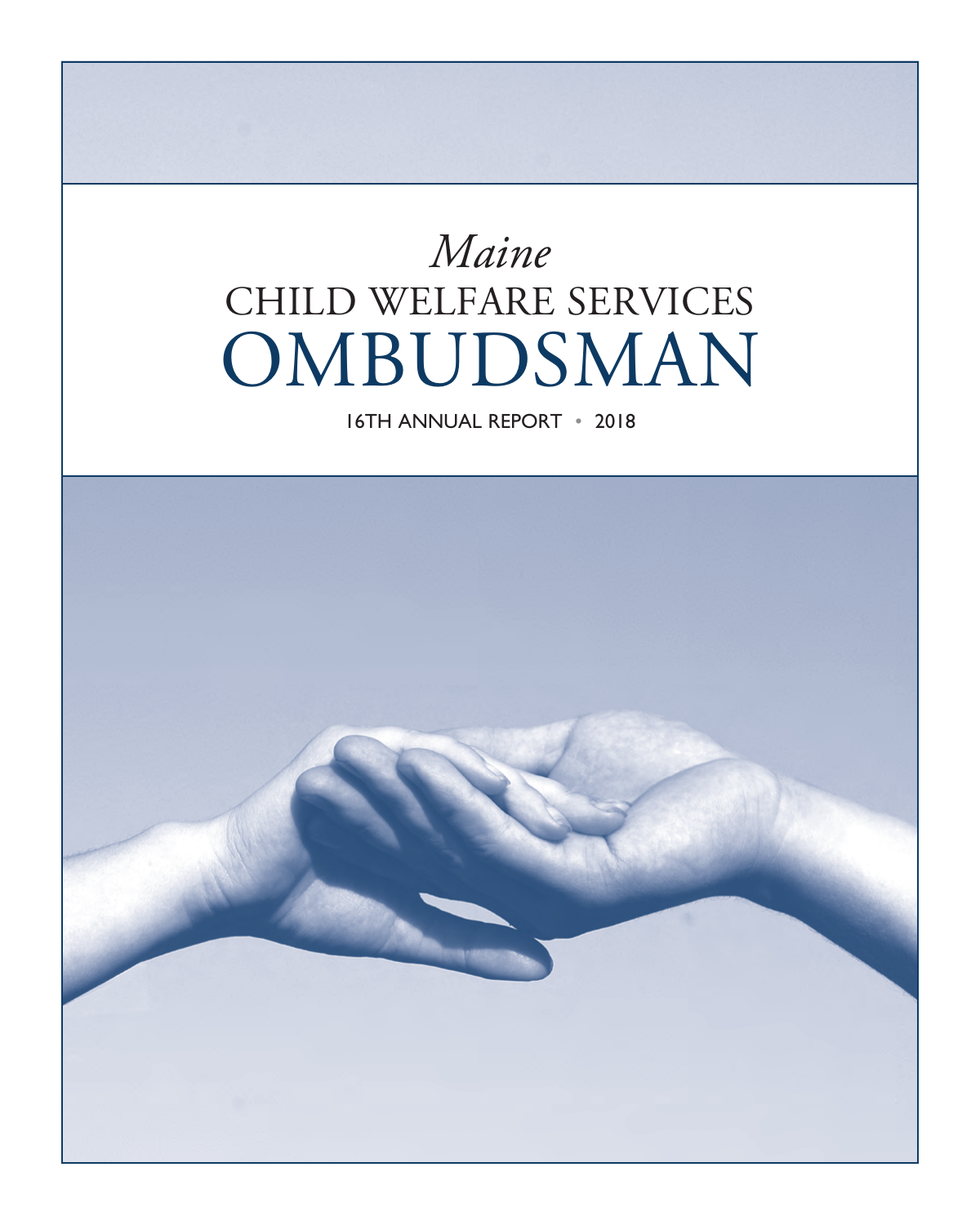*Maine*

# CHILD WELFARE SERVICES OMBUDSMAN

16TH ANNUAL REPORT • 2018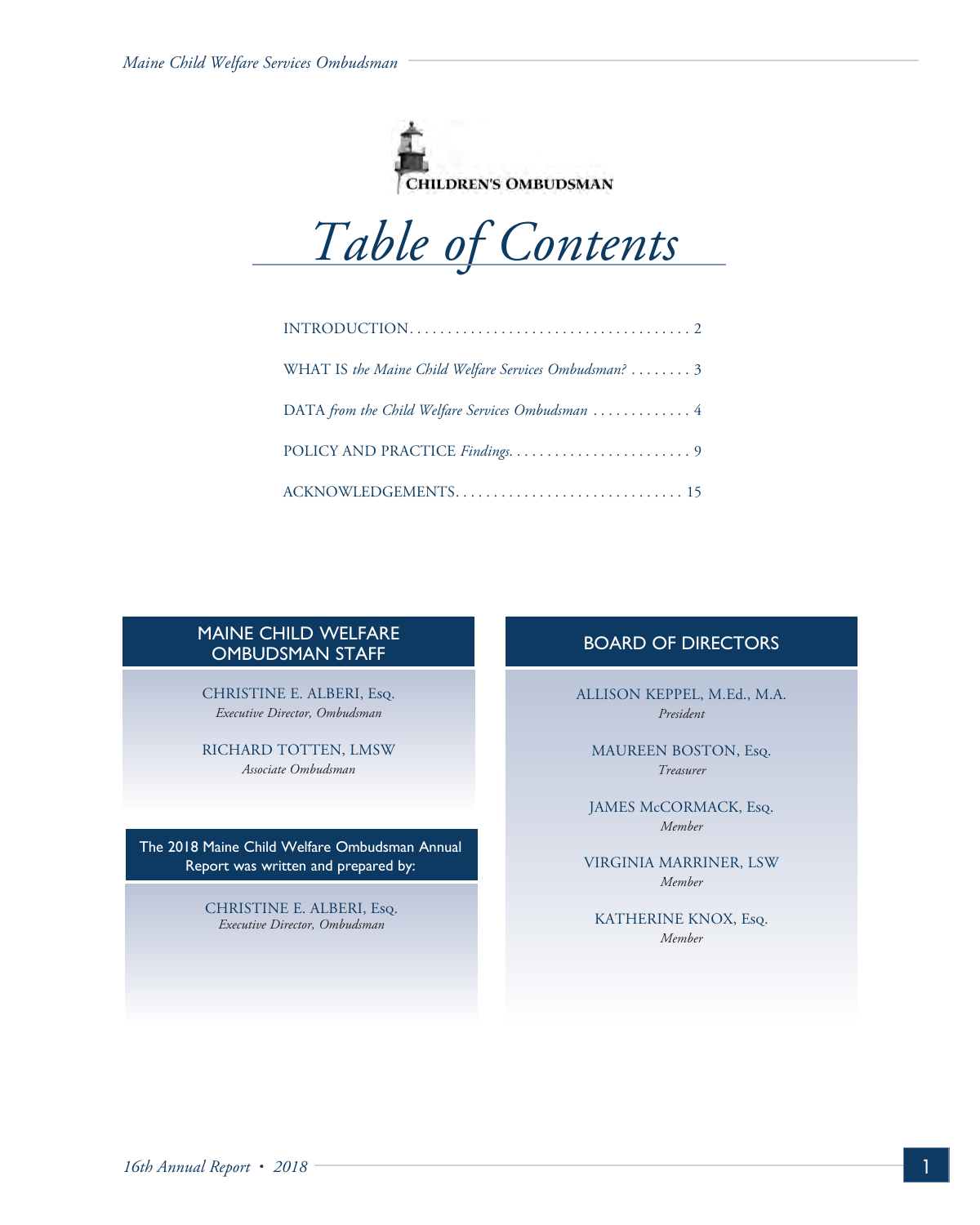CHILDREN'S OMBUDSMAN

# Table of Contents

INTRODUCTION. . . . . . . . . . . . . . . . . . . . . . . . . . . . . . . . . . . . . 2

WHAT IS *the Maine Child Welfare Services Ombudsman?* . . . . . . . . 3

DATA *from the Child Welfare Services Ombudsman* . . . . . . . . . . . . . 4

POLICY AND PRACTICE *Findings*. . . . . . . . . . . . . . . . . . . . . . . . 9

ACKNOWLEDGEMENTS. . . . . . . . . . . . . . . . . . . . . . . . . . . . . . 15

## MAINE CHILD WELFARE OMBUDSMAN STAFF

CHRISTINE E. ALBERI, Esq.
*Executive Director, Ombudsman*

RICHARD TOTTEN, LMSW
*Associate Ombudsman*

## The 2018 Maine Child Welfare Ombudsman Annual Report was written and prepared by:

CHRISTINE E. ALBERI, Esq.
*Executive Director, Ombudsman*

## BOARD OF DIRECTORS

ALLISON KEPPEL, M.Ed., M.A.
*President*

MAUREEN BOSTON, Esq.
*Treasurer*

JAMES McCORMACK, Esq.
*Member*

VIRGINIA MARRINER, LSW
*Member*

KATHERINE KNOX, Esq.
*Member*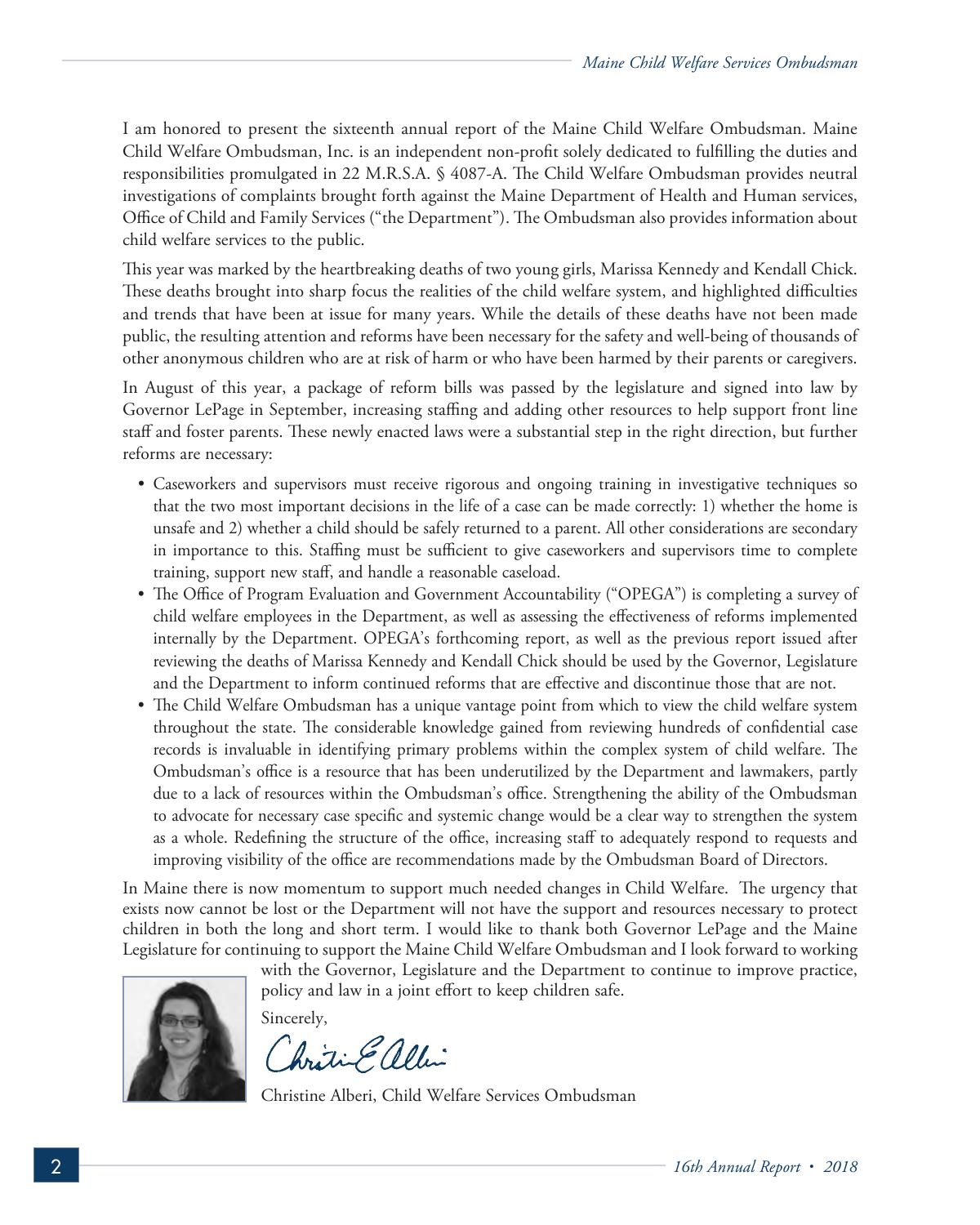I am honored to present the sixteenth annual report of the Maine Child Welfare Ombudsman. Maine Child Welfare Ombudsman, Inc. is an independent non-profit solely dedicated to fulfilling the duties and responsibilities promulgated in 22 M.R.S.A. § 4087-A. The Child Welfare Ombudsman provides neutral investigations of complaints brought forth against the Maine Department of Health and Human services, Office of Child and Family Services ("the Department"). The Ombudsman also provides information about child welfare services to the public.

This year was marked by the heartbreaking deaths of two young girls, Marissa Kennedy and Kendall Chick. These deaths brought into sharp focus the realities of the child welfare system, and highlighted difficulties and trends that have been at issue for many years. While the details of these deaths have not been made public, the resulting attention and reforms have been necessary for the safety and well-being of thousands of other anonymous children who are at risk of harm or who have been harmed by their parents or caregivers.

In August of this year, a package of reform bills was passed by the legislature and signed into law by Governor LePage in September, increasing staffing and adding other resources to help support front line staff and foster parents. These newly enacted laws were a substantial step in the right direction, but further reforms are necessary:

- Caseworkers and supervisors must receive rigorous and ongoing training in investigative techniques so that the two most important decisions in the life of a case can be made correctly: 1) whether the home is unsafe and 2) whether a child should be safely returned to a parent. All other considerations are secondary in importance to this. Staffing must be sufficient to give caseworkers and supervisors time to complete training, support new staff, and handle a reasonable caseload.
- The Office of Program Evaluation and Government Accountability ("OPEGA") is completing a survey of child welfare employees in the Department, as well as assessing the effectiveness of reforms implemented internally by the Department. OPEGA's forthcoming report, as well as the previous report issued after reviewing the deaths of Marissa Kennedy and Kendall Chick should be used by the Governor, Legislature and the Department to inform continued reforms that are effective and discontinue those that are not.
- The Child Welfare Ombudsman has a unique vantage point from which to view the child welfare system throughout the state. The considerable knowledge gained from reviewing hundreds of confidential case records is invaluable in identifying primary problems within the complex system of child welfare. The Ombudsman's office is a resource that has been underutilized by the Department and lawmakers, partly due to a lack of resources within the Ombudsman's office. Strengthening the ability of the Ombudsman to advocate for necessary case specific and systemic change would be a clear way to strengthen the system as a whole. Redefining the structure of the office, increasing staff to adequately respond to requests and improving visibility of the office are recommendations made by the Ombudsman Board of Directors.

In Maine there is now momentum to support much needed changes in Child Welfare. The urgency that exists now cannot be lost or the Department will not have the support and resources necessary to protect children in both the long and short term. I would like to thank both Governor LePage and the Maine Legislature for continuing to support the Maine Child Welfare Ombudsman and I look forward to working with the Governor, Legislature and the Department to continue to improve practice, policy and law in a joint effort to keep children safe.

Sincerely,

Christine Alberi, Child Welfare Services Ombudsman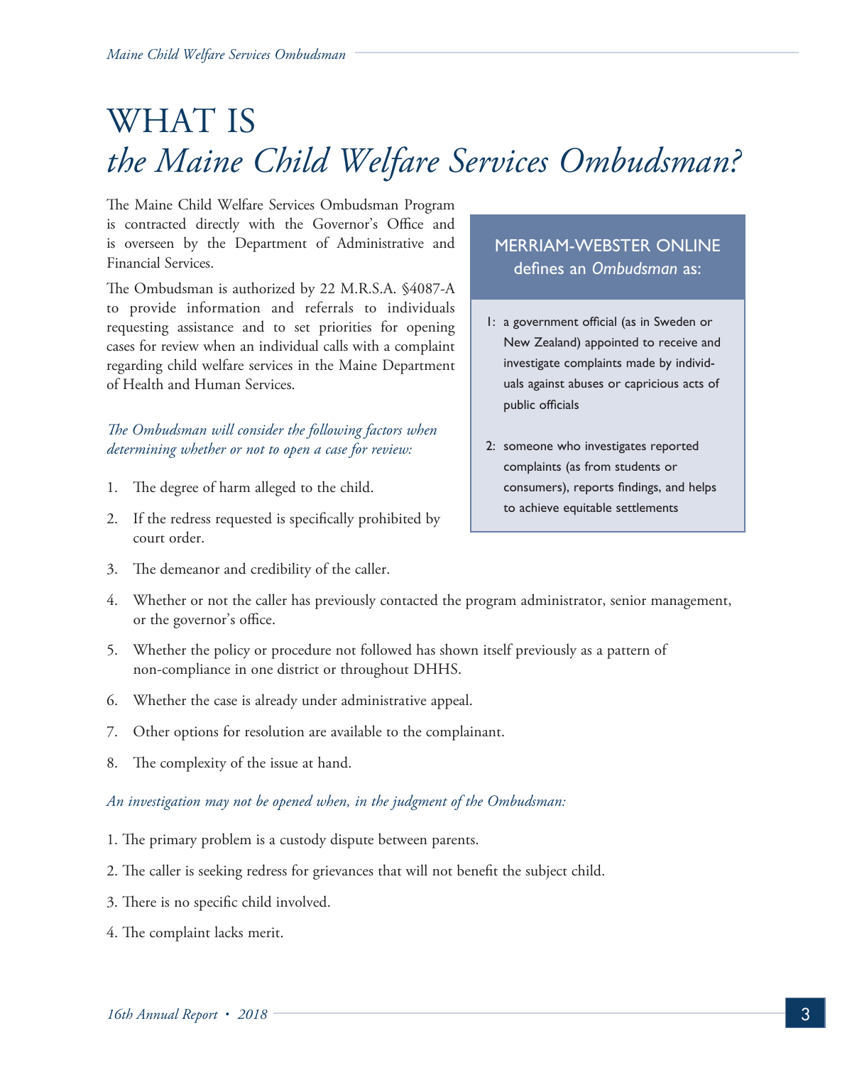# WHAT IS *the Maine Child Welfare Services Ombudsman?*

The Maine Child Welfare Services Ombudsman Program is contracted directly with the Governor's Office and is overseen by the Department of Administrative and Financial Services.

The Ombudsman is authorized by 22 M.R.S.A. §4087-A to provide information and referrals to individuals requesting assistance and to set priorities for opening cases for review when an individual calls with a complaint regarding child welfare services in the Maine Department of Health and Human Services.

> **MERRIAM-WEBSTER ONLINE** defines an *Ombudsman* as:
>
> 1: a government official (as in Sweden or New Zealand) appointed to receive and investigate complaints made by individuals against abuses or capricious acts of public officials
>
> 2: someone who investigates reported complaints (as from students or consumers), reports findings, and helps to achieve equitable settlements

*The Ombudsman will consider the following factors when determining whether or not to open a case for review:*

1. The degree of harm alleged to the child.
2. If the redress requested is specifically prohibited by court order.
3. The demeanor and credibility of the caller.
4. Whether or not the caller has previously contacted the program administrator, senior management, or the governor's office.
5. Whether the policy or procedure not followed has shown itself previously as a pattern of non-compliance in one district or throughout DHHS.
6. Whether the case is already under administrative appeal.
7. Other options for resolution are available to the complainant.
8. The complexity of the issue at hand.

*An investigation may not be opened when, in the judgment of the Ombudsman:*

1. The primary problem is a custody dispute between parents.
2. The caller is seeking redress for grievances that will not benefit the subject child.
3. There is no specific child involved.
4. The complaint lacks merit.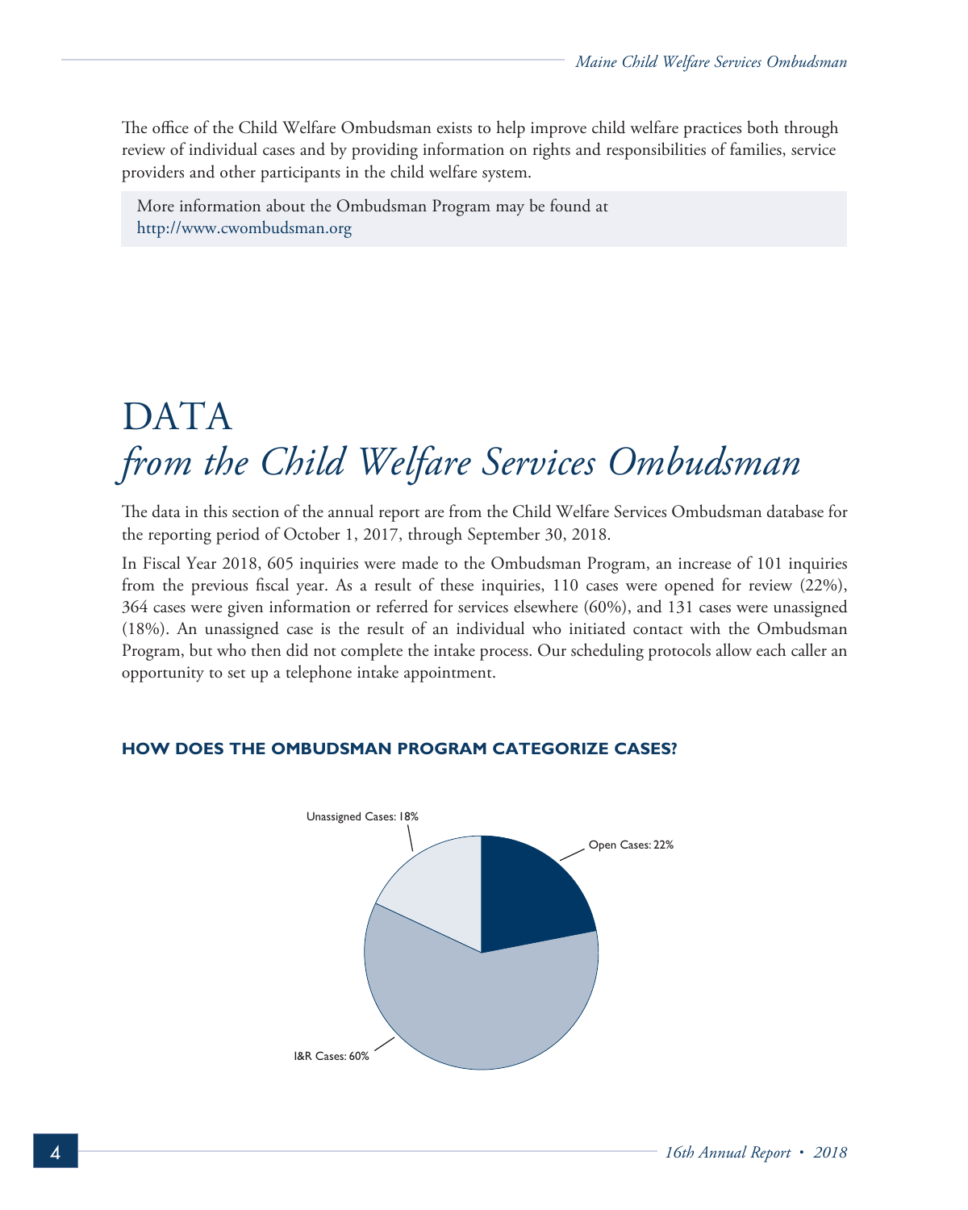The office of the Child Welfare Ombudsman exists to help improve child welfare practices both through review of individual cases and by providing information on rights and responsibilities of families, service providers and other participants in the child welfare system.

More information about the Ombudsman Program may be found at http://www.cwombudsman.org

# DATA
# *from the Child Welfare Services Ombudsman*

The data in this section of the annual report are from the Child Welfare Services Ombudsman database for the reporting period of October 1, 2017, through September 30, 2018.

In Fiscal Year 2018, 605 inquiries were made to the Ombudsman Program, an increase of 101 inquiries from the previous fiscal year. As a result of these inquiries, 110 cases were opened for review (22%), 364 cases were given information or referred for services elsewhere (60%), and 131 cases were unassigned (18%). An unassigned case is the result of an individual who initiated contact with the Ombudsman Program, but who then did not complete the intake process. Our scheduling protocols allow each caller an opportunity to set up a telephone intake appointment.

### HOW DOES THE OMBUDSMAN PROGRAM CATEGORIZE CASES?

Unassigned Cases: 18%

Open Cases: 22%

I&R Cases: 60%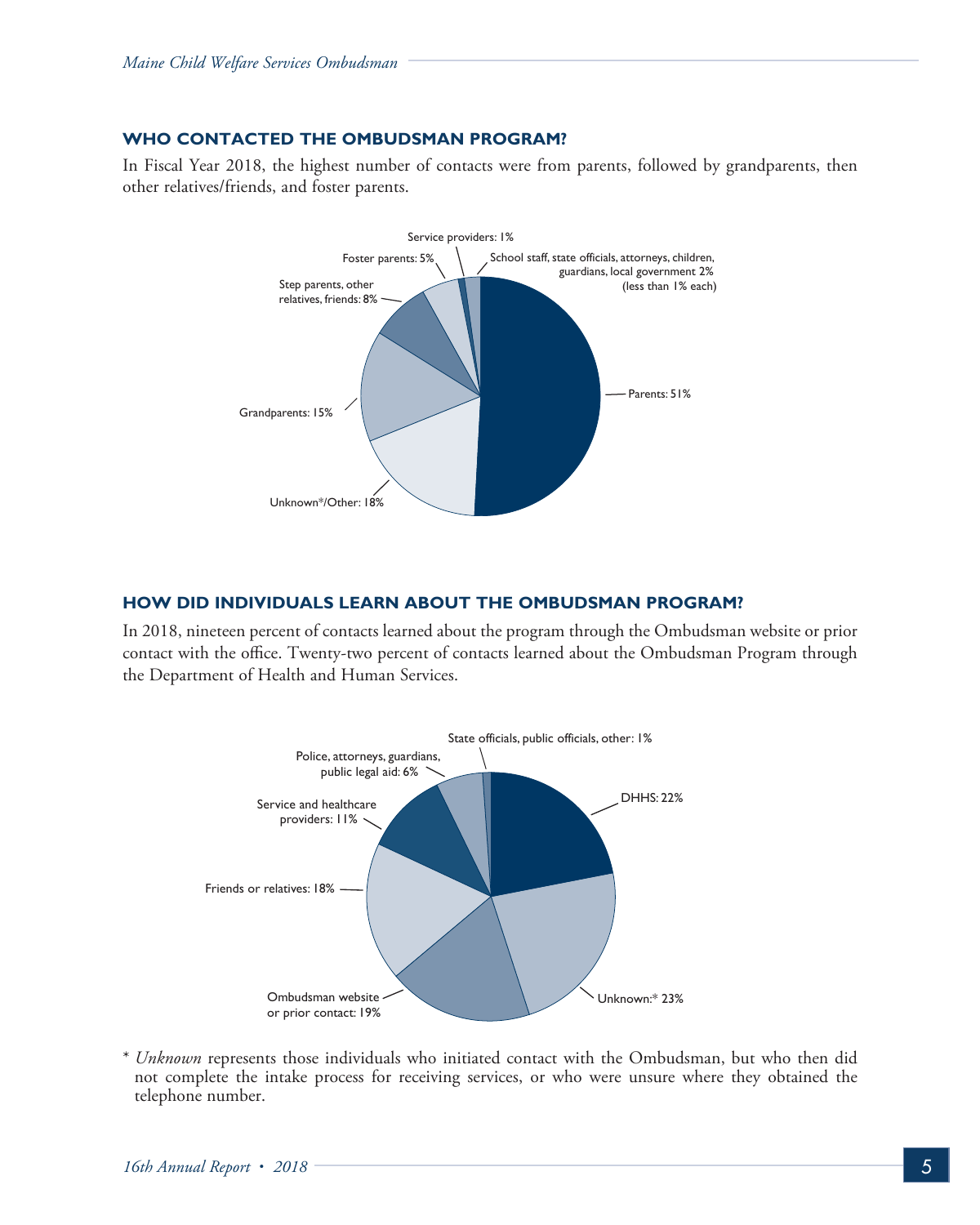## WHO CONTACTED THE OMBUDSMAN PROGRAM?

In Fiscal Year 2018, the highest number of contacts were from parents, followed by grandparents, then other relatives/friends, and foster parents.

Service providers: 1%

School staff, state officials, attorneys, children, guardians, local government 2% (less than 1% each)

Foster parents: 5%

Step parents, other relatives, friends: 8%

Parents: 51%

Grandparents: 15%

Unknown*/Other: 18%

## HOW DID INDIVIDUALS LEARN ABOUT THE OMBUDSMAN PROGRAM?

In 2018, nineteen percent of contacts learned about the program through the Ombudsman website or prior contact with the office. Twenty-two percent of contacts learned about the Ombudsman Program through the Department of Health and Human Services.

State officials, public officials, other: 1%

Police, attorneys, guardians, public legal aid: 6%

DHHS: 22%

Service and healthcare providers: 11%

Friends or relatives: 18%

Ombudsman website or prior contact: 19%

Unknown:* 23%

\* *Unknown* represents those individuals who initiated contact with the Ombudsman, but who then did not complete the intake process for receiving services, or who were unsure where they obtained the telephone number.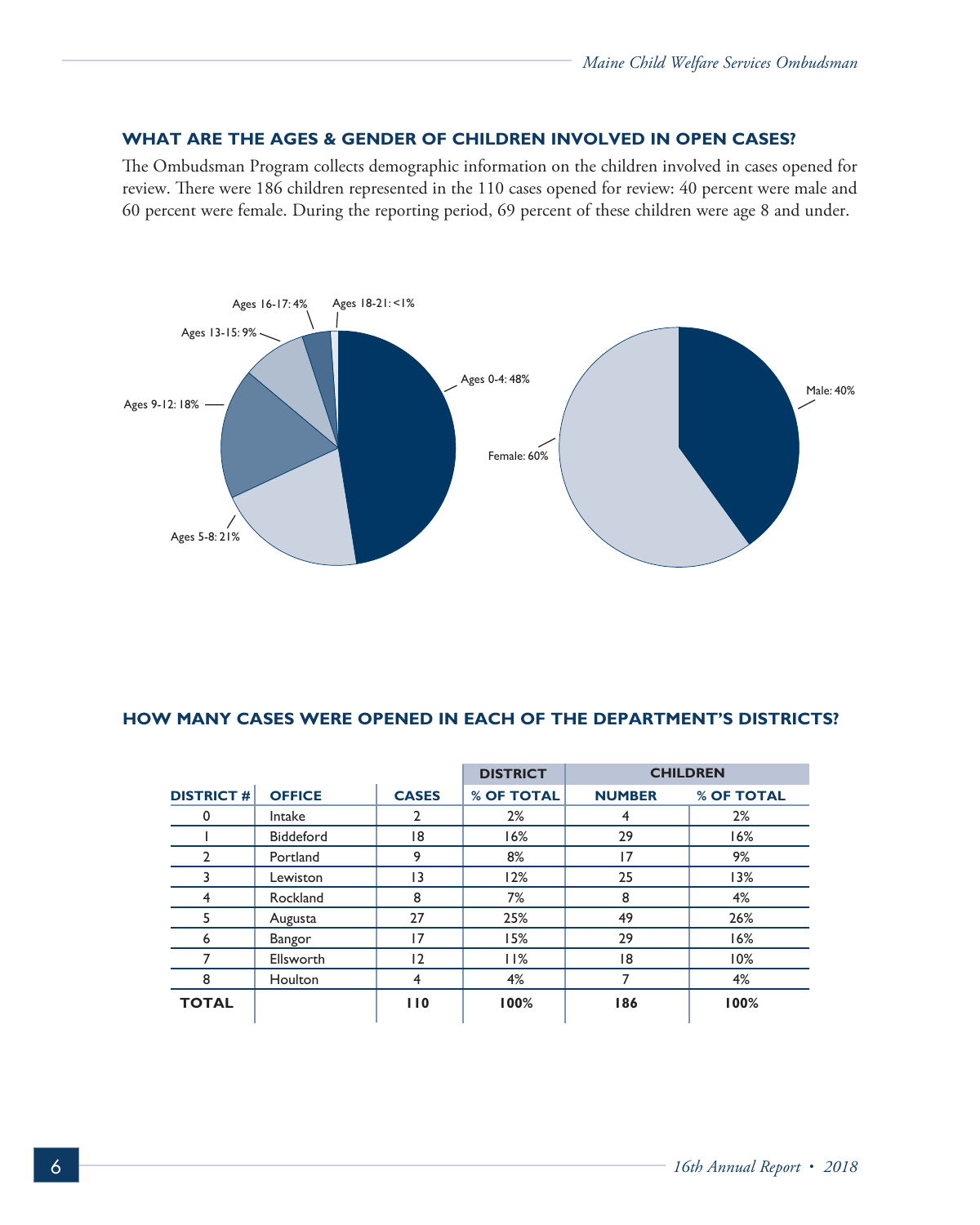## WHAT ARE THE AGES & GENDER OF CHILDREN INVOLVED IN OPEN CASES?

The Ombudsman Program collects demographic information on the children involved in cases opened for review. There were 186 children represented in the 110 cases opened for review: 40 percent were male and 60 percent were female. During the reporting period, 69 percent of these children were age 8 and under.

Ages 0-4: 48%
Ages 5-8: 21%
Ages 9-12: 18%
Ages 13-15: 9%
Ages 16-17: 4%
Ages 18-21: <1%

Male: 40%
Female: 60%

## HOW MANY CASES WERE OPENED IN EACH OF THE DEPARTMENT'S DISTRICTS?

| | | | DISTRICT | CHILDREN | |
|---|---|---|---|---|---|
| **DISTRICT #** | **OFFICE** | **CASES** | **% OF TOTAL** | **NUMBER** | **% OF TOTAL** |
| 0 | Intake | 2 | 2% | 4 | 2% |
| 1 | Biddeford | 18 | 16% | 29 | 16% |
| 2 | Portland | 9 | 8% | 17 | 9% |
| 3 | Lewiston | 13 | 12% | 25 | 13% |
| 4 | Rockland | 8 | 7% | 8 | 4% |
| 5 | Augusta | 27 | 25% | 49 | 26% |
| 6 | Bangor | 17 | 15% | 29 | 16% |
| 7 | Ellsworth | 12 | 11% | 18 | 10% |
| 8 | Houlton | 4 | 4% | 7 | 4% |
| **TOTAL** | | **110** | **100%** | **186** | **100%** |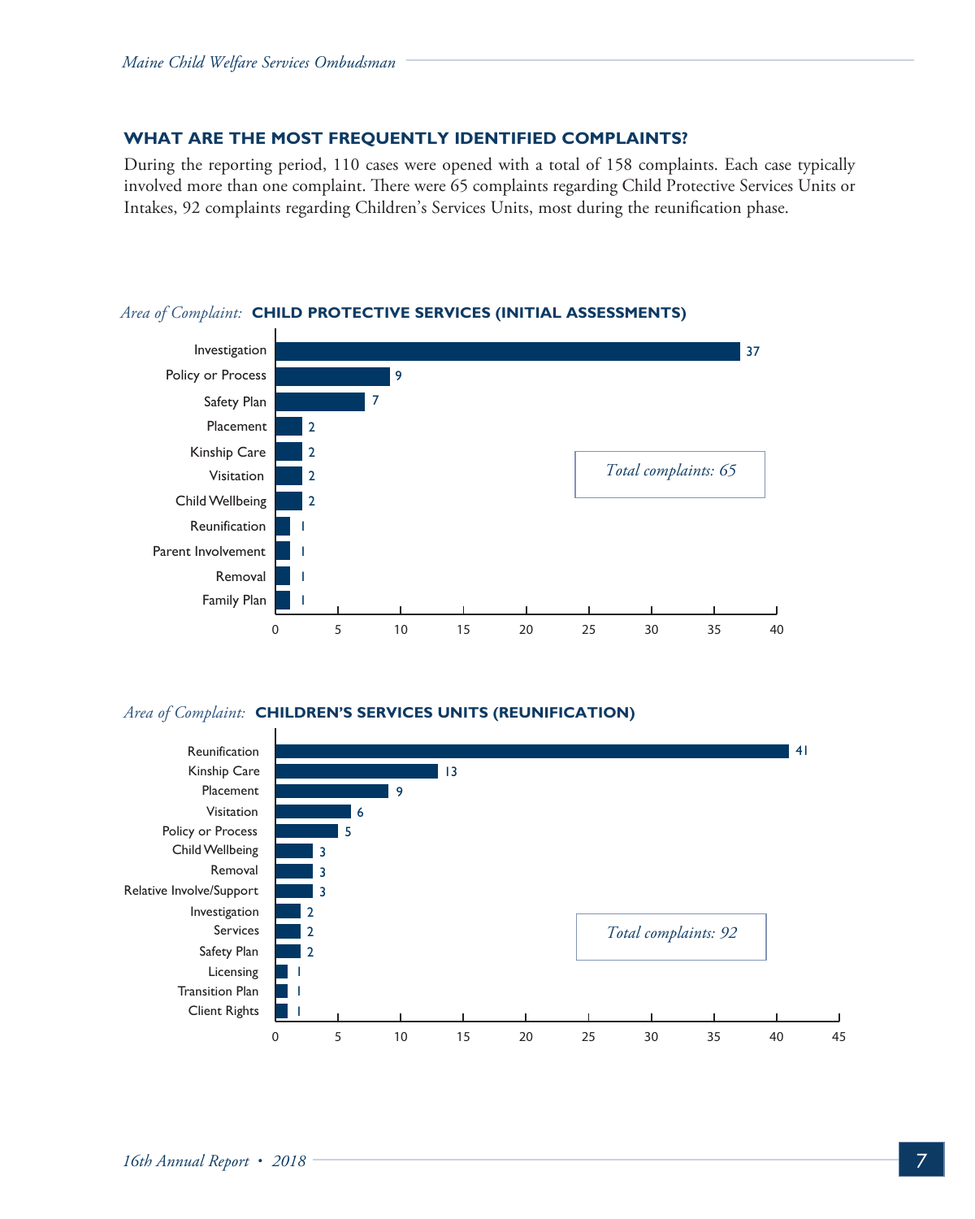## WHAT ARE THE MOST FREQUENTLY IDENTIFIED COMPLAINTS?

During the reporting period, 110 cases were opened with a total of 158 complaints. Each case typically involved more than one complaint. There were 65 complaints regarding Child Protective Services Units or Intakes, 92 complaints regarding Children's Services Units, most during the reunification phase.

*Area of Complaint:* **CHILD PROTECTIVE SERVICES (INITIAL ASSESSMENTS)**

| Complaint | Count |
|---|---|
| Investigation | 37 |
| Policy or Process | 9 |
| Safety Plan | 7 |
| Placement | 2 |
| Kinship Care | 2 |
| Visitation | 2 |
| Child Wellbeing | 2 |
| Reunification | 1 |
| Parent Involvement | 1 |
| Removal | 1 |
| Family Plan | 1 |

*Total complaints: 65*

*Area of Complaint:* **CHILDREN'S SERVICES UNITS (REUNIFICATION)**

| Complaint | Count |
|---|---|
| Reunification | 41 |
| Kinship Care | 13 |
| Placement | 9 |
| Visitation | 6 |
| Policy or Process | 5 |
| Child Wellbeing | 3 |
| Removal | 3 |
| Relative Involve/Support | 3 |
| Investigation | 2 |
| Services | 2 |
| Safety Plan | 2 |
| Licensing | 1 |
| Transition Plan | 1 |
| Client Rights | 1 |

*Total complaints: 92*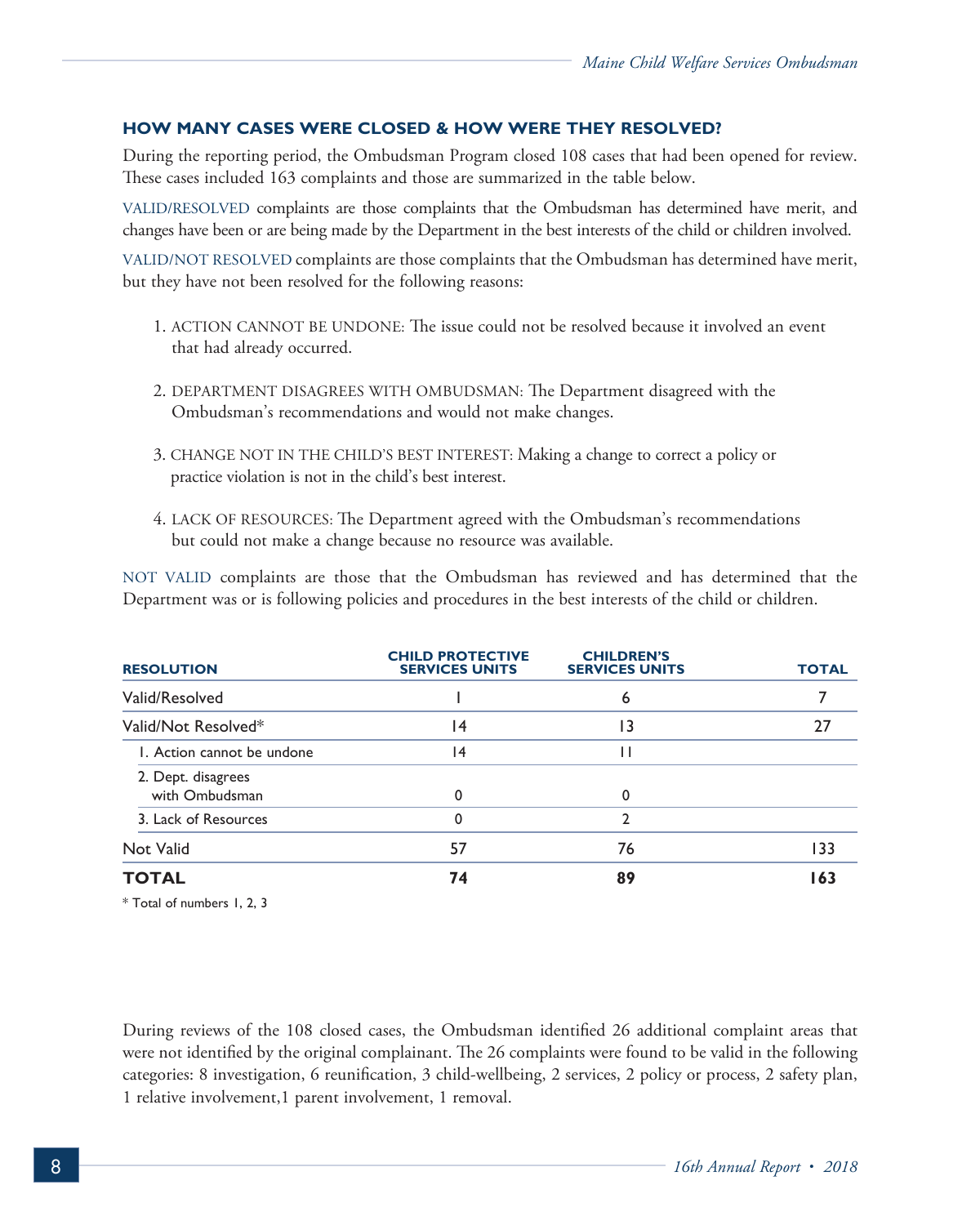## HOW MANY CASES WERE CLOSED & HOW WERE THEY RESOLVED?

During the reporting period, the Ombudsman Program closed 108 cases that had been opened for review. These cases included 163 complaints and those are summarized in the table below.

VALID/RESOLVED complaints are those complaints that the Ombudsman has determined have merit, and changes have been or are being made by the Department in the best interests of the child or children involved.

VALID/NOT RESOLVED complaints are those complaints that the Ombudsman has determined have merit, but they have not been resolved for the following reasons:

1. ACTION CANNOT BE UNDONE: The issue could not be resolved because it involved an event that had already occurred.
2. DEPARTMENT DISAGREES WITH OMBUDSMAN: The Department disagreed with the Ombudsman's recommendations and would not make changes.
3. CHANGE NOT IN THE CHILD'S BEST INTEREST: Making a change to correct a policy or practice violation is not in the child's best interest.
4. LACK OF RESOURCES: The Department agreed with the Ombudsman's recommendations but could not make a change because no resource was available.

NOT VALID complaints are those that the Ombudsman has reviewed and has determined that the Department was or is following policies and procedures in the best interests of the child or children.

| RESOLUTION | CHILD PROTECTIVE SERVICES UNITS | CHILDREN'S SERVICES UNITS | TOTAL |
|---|---|---|---|
| Valid/Resolved | 1 | 6 | 7 |
| Valid/Not Resolved* | 14 | 13 | 27 |
| 1. Action cannot be undone | 14 | 11 | |
| 2. Dept. disagrees with Ombudsman | 0 | 0 | |
| 3. Lack of Resources | 0 | 2 | |
| Not Valid | 57 | 76 | 133 |
| **TOTAL** | **74** | **89** | **163** |

\* Total of numbers 1, 2, 3

During reviews of the 108 closed cases, the Ombudsman identified 26 additional complaint areas that were not identified by the original complainant. The 26 complaints were found to be valid in the following categories: 8 investigation, 6 reunification, 3 child-wellbeing, 2 services, 2 policy or process, 2 safety plan, 1 relative involvement,1 parent involvement, 1 removal.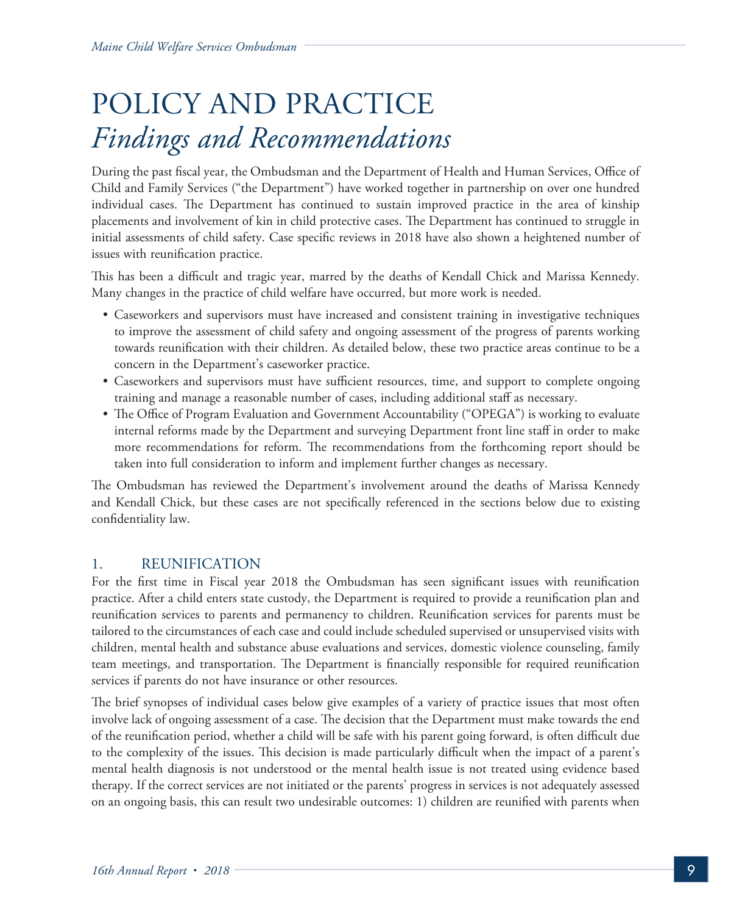# POLICY AND PRACTICE
## *Findings and Recommendations*

During the past fiscal year, the Ombudsman and the Department of Health and Human Services, Office of Child and Family Services ("the Department") have worked together in partnership on over one hundred individual cases. The Department has continued to sustain improved practice in the area of kinship placements and involvement of kin in child protective cases. The Department has continued to struggle in initial assessments of child safety. Case specific reviews in 2018 have also shown a heightened number of issues with reunification practice.

This has been a difficult and tragic year, marred by the deaths of Kendall Chick and Marissa Kennedy. Many changes in the practice of child welfare have occurred, but more work is needed.

- Caseworkers and supervisors must have increased and consistent training in investigative techniques to improve the assessment of child safety and ongoing assessment of the progress of parents working towards reunification with their children. As detailed below, these two practice areas continue to be a concern in the Department's caseworker practice.
- Caseworkers and supervisors must have sufficient resources, time, and support to complete ongoing training and manage a reasonable number of cases, including additional staff as necessary.
- The Office of Program Evaluation and Government Accountability ("OPEGA") is working to evaluate internal reforms made by the Department and surveying Department front line staff in order to make more recommendations for reform. The recommendations from the forthcoming report should be taken into full consideration to inform and implement further changes as necessary.

The Ombudsman has reviewed the Department's involvement around the deaths of Marissa Kennedy and Kendall Chick, but these cases are not specifically referenced in the sections below due to existing confidentiality law.

### 1. REUNIFICATION

For the first time in Fiscal year 2018 the Ombudsman has seen significant issues with reunification practice. After a child enters state custody, the Department is required to provide a reunification plan and reunification services to parents and permanency to children. Reunification services for parents must be tailored to the circumstances of each case and could include scheduled supervised or unsupervised visits with children, mental health and substance abuse evaluations and services, domestic violence counseling, family team meetings, and transportation. The Department is financially responsible for required reunification services if parents do not have insurance or other resources.

The brief synopses of individual cases below give examples of a variety of practice issues that most often involve lack of ongoing assessment of a case. The decision that the Department must make towards the end of the reunification period, whether a child will be safe with his parent going forward, is often difficult due to the complexity of the issues. This decision is made particularly difficult when the impact of a parent's mental health diagnosis is not understood or the mental health issue is not treated using evidence based therapy. If the correct services are not initiated or the parents' progress in services is not adequately assessed on an ongoing basis, this can result two undesirable outcomes: 1) children are reunified with parents when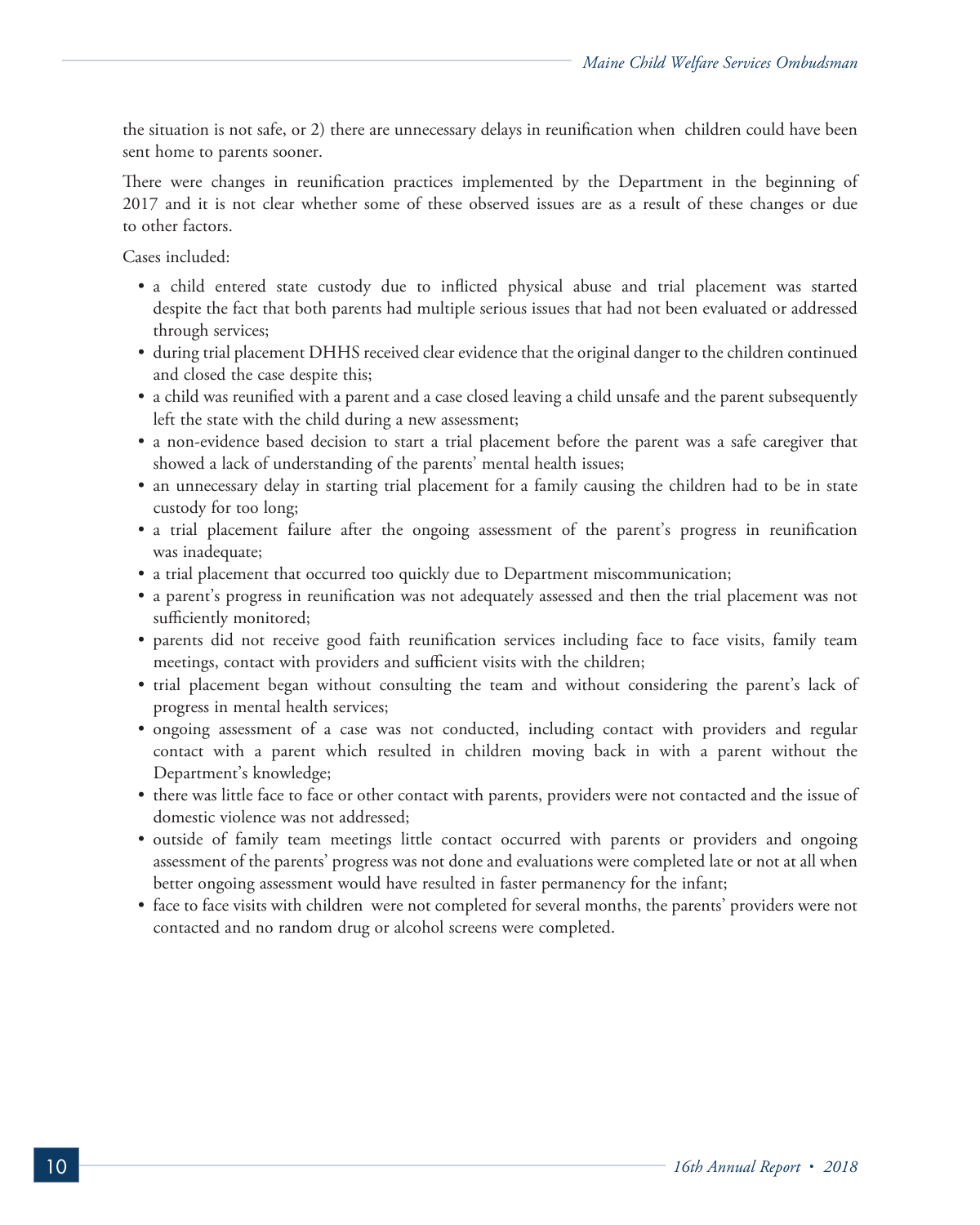the situation is not safe, or 2) there are unnecessary delays in reunification when children could have been sent home to parents sooner.

There were changes in reunification practices implemented by the Department in the beginning of 2017 and it is not clear whether some of these observed issues are as a result of these changes or due to other factors.

Cases included:

- a child entered state custody due to inflicted physical abuse and trial placement was started despite the fact that both parents had multiple serious issues that had not been evaluated or addressed through services;
- during trial placement DHHS received clear evidence that the original danger to the children continued and closed the case despite this;
- a child was reunified with a parent and a case closed leaving a child unsafe and the parent subsequently left the state with the child during a new assessment;
- a non-evidence based decision to start a trial placement before the parent was a safe caregiver that showed a lack of understanding of the parents' mental health issues;
- an unnecessary delay in starting trial placement for a family causing the children had to be in state custody for too long;
- a trial placement failure after the ongoing assessment of the parent's progress in reunification was inadequate;
- a trial placement that occurred too quickly due to Department miscommunication;
- a parent's progress in reunification was not adequately assessed and then the trial placement was not sufficiently monitored;
- parents did not receive good faith reunification services including face to face visits, family team meetings, contact with providers and sufficient visits with the children;
- trial placement began without consulting the team and without considering the parent's lack of progress in mental health services;
- ongoing assessment of a case was not conducted, including contact with providers and regular contact with a parent which resulted in children moving back in with a parent without the Department's knowledge;
- there was little face to face or other contact with parents, providers were not contacted and the issue of domestic violence was not addressed;
- outside of family team meetings little contact occurred with parents or providers and ongoing assessment of the parents' progress was not done and evaluations were completed late or not at all when better ongoing assessment would have resulted in faster permanency for the infant;
- face to face visits with children were not completed for several months, the parents' providers were not contacted and no random drug or alcohol screens were completed.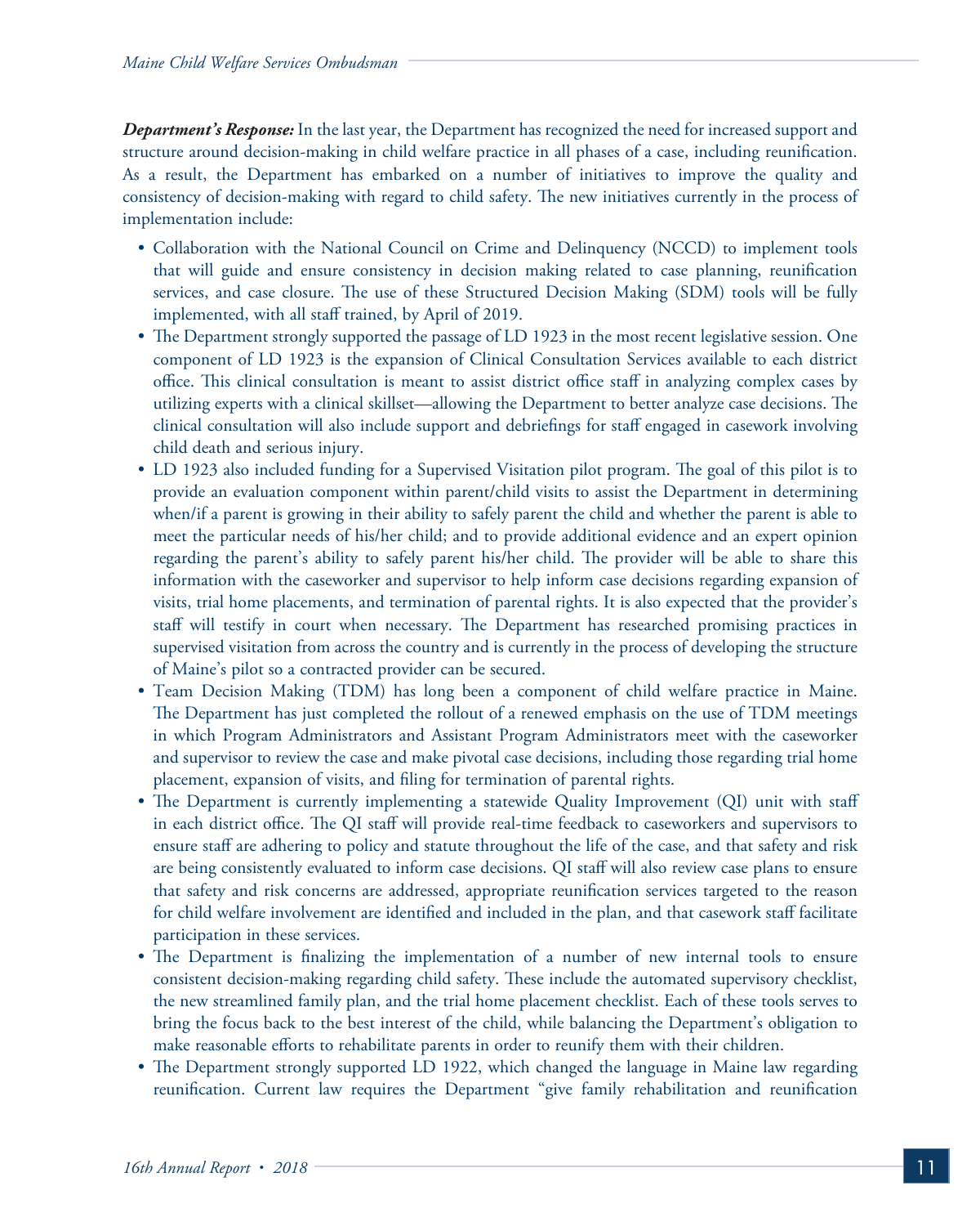***Department's Response:*** In the last year, the Department has recognized the need for increased support and structure around decision-making in child welfare practice in all phases of a case, including reunification. As a result, the Department has embarked on a number of initiatives to improve the quality and consistency of decision-making with regard to child safety. The new initiatives currently in the process of implementation include:

- Collaboration with the National Council on Crime and Delinquency (NCCD) to implement tools that will guide and ensure consistency in decision making related to case planning, reunification services, and case closure. The use of these Structured Decision Making (SDM) tools will be fully implemented, with all staff trained, by April of 2019.
- The Department strongly supported the passage of LD 1923 in the most recent legislative session. One component of LD 1923 is the expansion of Clinical Consultation Services available to each district office. This clinical consultation is meant to assist district office staff in analyzing complex cases by utilizing experts with a clinical skillset—allowing the Department to better analyze case decisions. The clinical consultation will also include support and debriefings for staff engaged in casework involving child death and serious injury.
- LD 1923 also included funding for a Supervised Visitation pilot program. The goal of this pilot is to provide an evaluation component within parent/child visits to assist the Department in determining when/if a parent is growing in their ability to safely parent the child and whether the parent is able to meet the particular needs of his/her child; and to provide additional evidence and an expert opinion regarding the parent's ability to safely parent his/her child. The provider will be able to share this information with the caseworker and supervisor to help inform case decisions regarding expansion of visits, trial home placements, and termination of parental rights. It is also expected that the provider's staff will testify in court when necessary. The Department has researched promising practices in supervised visitation from across the country and is currently in the process of developing the structure of Maine's pilot so a contracted provider can be secured.
- Team Decision Making (TDM) has long been a component of child welfare practice in Maine. The Department has just completed the rollout of a renewed emphasis on the use of TDM meetings in which Program Administrators and Assistant Program Administrators meet with the caseworker and supervisor to review the case and make pivotal case decisions, including those regarding trial home placement, expansion of visits, and filing for termination of parental rights.
- The Department is currently implementing a statewide Quality Improvement (QI) unit with staff in each district office. The QI staff will provide real-time feedback to caseworkers and supervisors to ensure staff are adhering to policy and statute throughout the life of the case, and that safety and risk are being consistently evaluated to inform case decisions. QI staff will also review case plans to ensure that safety and risk concerns are addressed, appropriate reunification services targeted to the reason for child welfare involvement are identified and included in the plan, and that casework staff facilitate participation in these services.
- The Department is finalizing the implementation of a number of new internal tools to ensure consistent decision-making regarding child safety. These include the automated supervisory checklist, the new streamlined family plan, and the trial home placement checklist. Each of these tools serves to bring the focus back to the best interest of the child, while balancing the Department's obligation to make reasonable efforts to rehabilitate parents in order to reunify them with their children.
- The Department strongly supported LD 1922, which changed the language in Maine law regarding reunification. Current law requires the Department "give family rehabilitation and reunification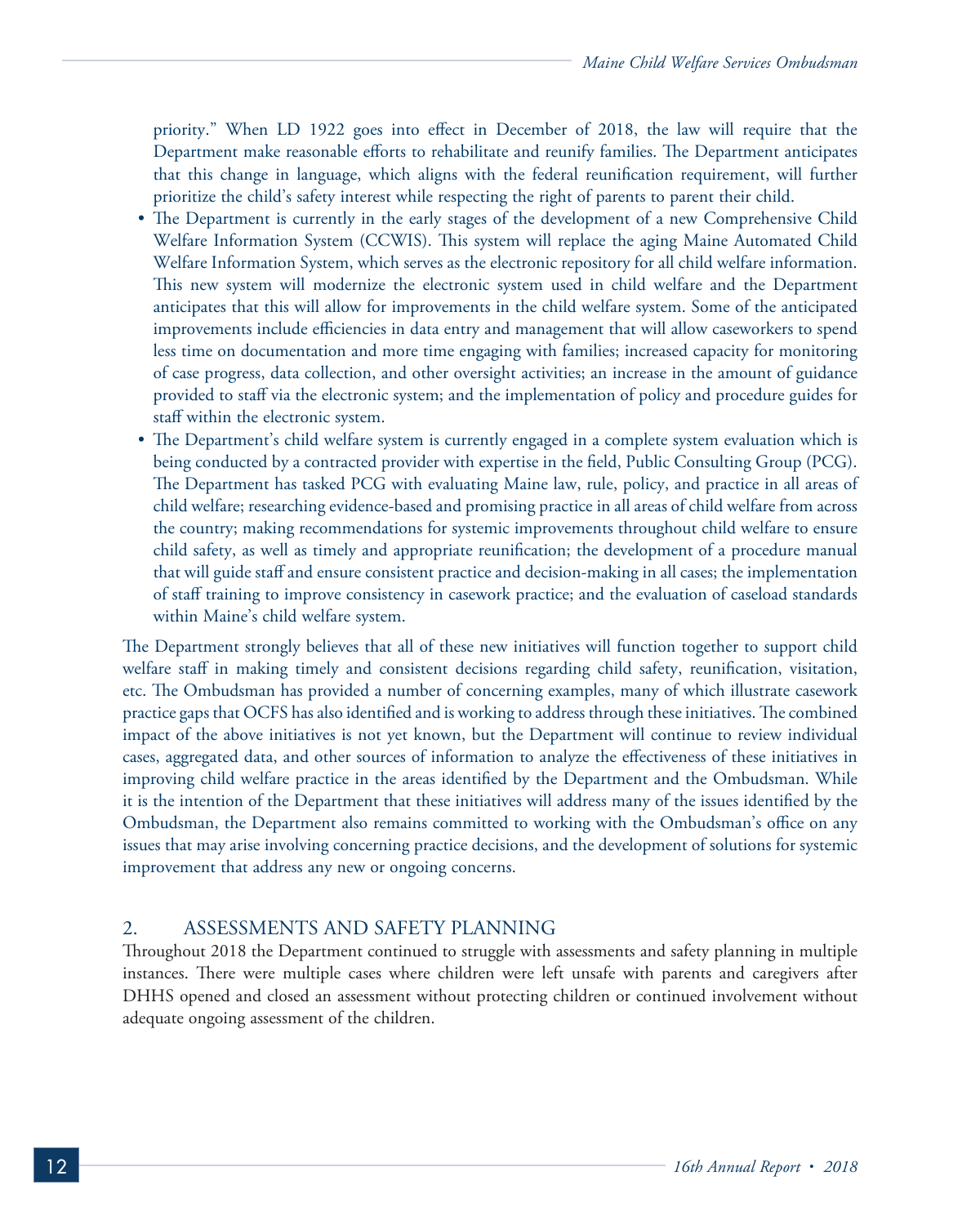priority." When LD 1922 goes into effect in December of 2018, the law will require that the Department make reasonable efforts to rehabilitate and reunify families. The Department anticipates that this change in language, which aligns with the federal reunification requirement, will further prioritize the child's safety interest while respecting the right of parents to parent their child.

- The Department is currently in the early stages of the development of a new Comprehensive Child Welfare Information System (CCWIS). This system will replace the aging Maine Automated Child Welfare Information System, which serves as the electronic repository for all child welfare information. This new system will modernize the electronic system used in child welfare and the Department anticipates that this will allow for improvements in the child welfare system. Some of the anticipated improvements include efficiencies in data entry and management that will allow caseworkers to spend less time on documentation and more time engaging with families; increased capacity for monitoring of case progress, data collection, and other oversight activities; an increase in the amount of guidance provided to staff via the electronic system; and the implementation of policy and procedure guides for staff within the electronic system.
- The Department's child welfare system is currently engaged in a complete system evaluation which is being conducted by a contracted provider with expertise in the field, Public Consulting Group (PCG). The Department has tasked PCG with evaluating Maine law, rule, policy, and practice in all areas of child welfare; researching evidence-based and promising practice in all areas of child welfare from across the country; making recommendations for systemic improvements throughout child welfare to ensure child safety, as well as timely and appropriate reunification; the development of a procedure manual that will guide staff and ensure consistent practice and decision-making in all cases; the implementation of staff training to improve consistency in casework practice; and the evaluation of caseload standards within Maine's child welfare system.

The Department strongly believes that all of these new initiatives will function together to support child welfare staff in making timely and consistent decisions regarding child safety, reunification, visitation, etc. The Ombudsman has provided a number of concerning examples, many of which illustrate casework practice gaps that OCFS has also identified and is working to address through these initiatives. The combined impact of the above initiatives is not yet known, but the Department will continue to review individual cases, aggregated data, and other sources of information to analyze the effectiveness of these initiatives in improving child welfare practice in the areas identified by the Department and the Ombudsman. While it is the intention of the Department that these initiatives will address many of the issues identified by the Ombudsman, the Department also remains committed to working with the Ombudsman's office on any issues that may arise involving concerning practice decisions, and the development of solutions for systemic improvement that address any new or ongoing concerns.

## 2. ASSESSMENTS AND SAFETY PLANNING

Throughout 2018 the Department continued to struggle with assessments and safety planning in multiple instances. There were multiple cases where children were left unsafe with parents and caregivers after DHHS opened and closed an assessment without protecting children or continued involvement without adequate ongoing assessment of the children.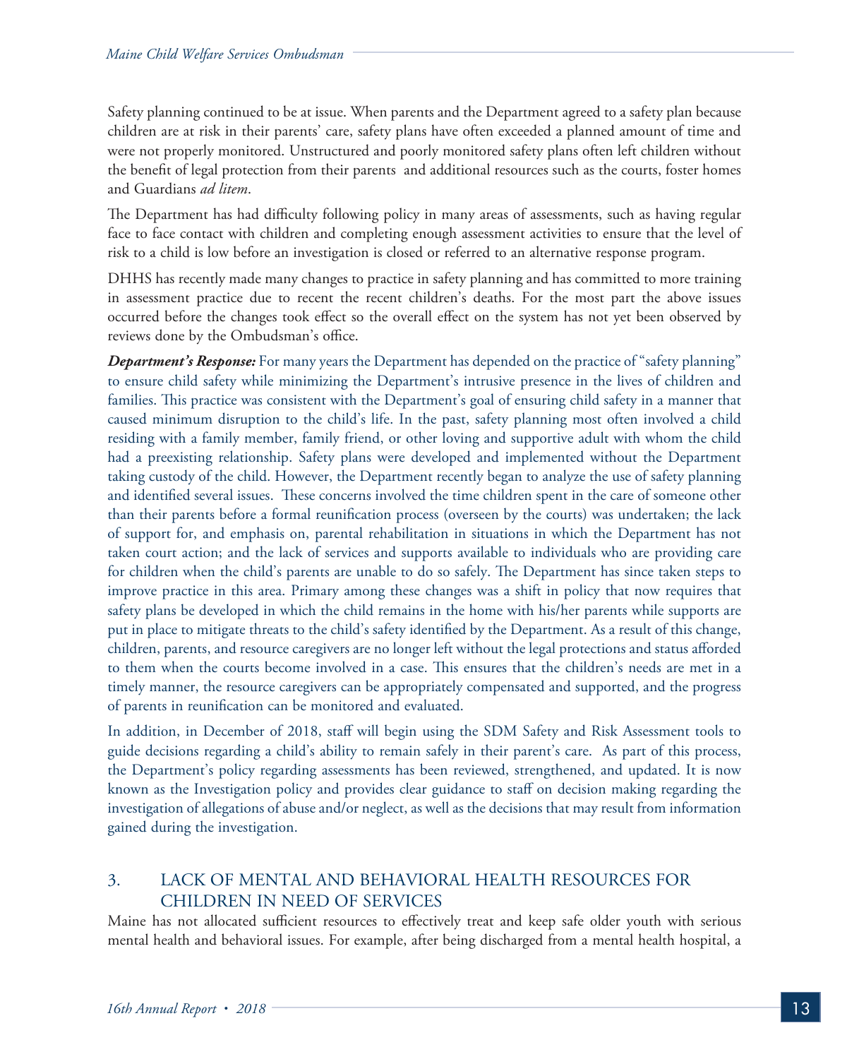Safety planning continued to be at issue. When parents and the Department agreed to a safety plan because children are at risk in their parents' care, safety plans have often exceeded a planned amount of time and were not properly monitored. Unstructured and poorly monitored safety plans often left children without the benefit of legal protection from their parents and additional resources such as the courts, foster homes and Guardians *ad litem*.

The Department has had difficulty following policy in many areas of assessments, such as having regular face to face contact with children and completing enough assessment activities to ensure that the level of risk to a child is low before an investigation is closed or referred to an alternative response program.

DHHS has recently made many changes to practice in safety planning and has committed to more training in assessment practice due to recent the recent children's deaths. For the most part the above issues occurred before the changes took effect so the overall effect on the system has not yet been observed by reviews done by the Ombudsman's office.

***Department's Response:*** For many years the Department has depended on the practice of "safety planning" to ensure child safety while minimizing the Department's intrusive presence in the lives of children and families. This practice was consistent with the Department's goal of ensuring child safety in a manner that caused minimum disruption to the child's life. In the past, safety planning most often involved a child residing with a family member, family friend, or other loving and supportive adult with whom the child had a preexisting relationship. Safety plans were developed and implemented without the Department taking custody of the child. However, the Department recently began to analyze the use of safety planning and identified several issues. These concerns involved the time children spent in the care of someone other than their parents before a formal reunification process (overseen by the courts) was undertaken; the lack of support for, and emphasis on, parental rehabilitation in situations in which the Department has not taken court action; and the lack of services and supports available to individuals who are providing care for children when the child's parents are unable to do so safely. The Department has since taken steps to improve practice in this area. Primary among these changes was a shift in policy that now requires that safety plans be developed in which the child remains in the home with his/her parents while supports are put in place to mitigate threats to the child's safety identified by the Department. As a result of this change, children, parents, and resource caregivers are no longer left without the legal protections and status afforded to them when the courts become involved in a case. This ensures that the children's needs are met in a timely manner, the resource caregivers can be appropriately compensated and supported, and the progress of parents in reunification can be monitored and evaluated.

In addition, in December of 2018, staff will begin using the SDM Safety and Risk Assessment tools to guide decisions regarding a child's ability to remain safely in their parent's care. As part of this process, the Department's policy regarding assessments has been reviewed, strengthened, and updated. It is now known as the Investigation policy and provides clear guidance to staff on decision making regarding the investigation of allegations of abuse and/or neglect, as well as the decisions that may result from information gained during the investigation.

## 3. LACK OF MENTAL AND BEHAVIORAL HEALTH RESOURCES FOR CHILDREN IN NEED OF SERVICES

Maine has not allocated sufficient resources to effectively treat and keep safe older youth with serious mental health and behavioral issues. For example, after being discharged from a mental health hospital, a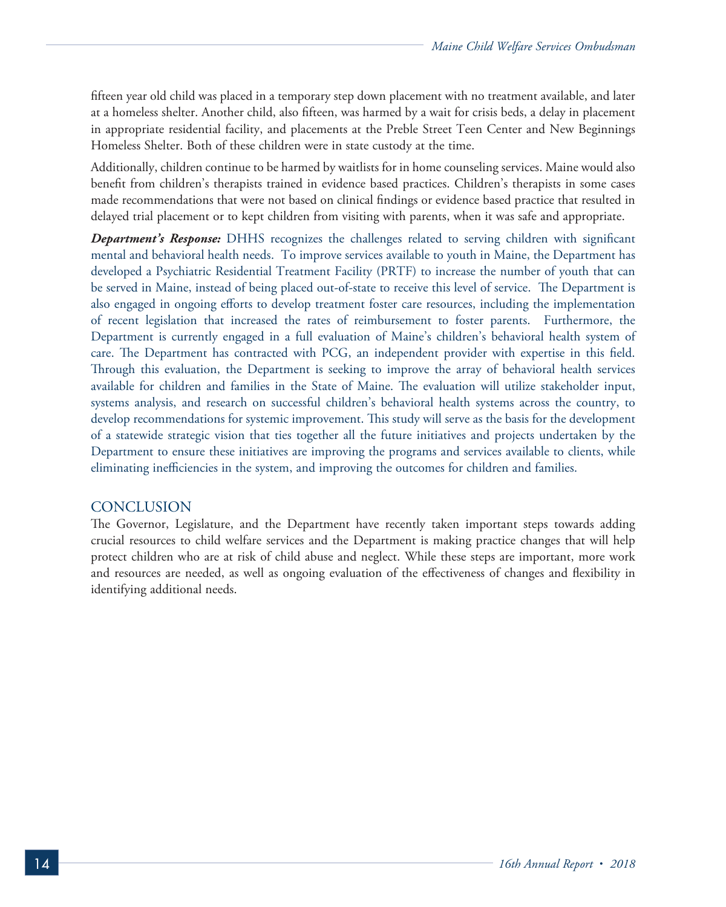fifteen year old child was placed in a temporary step down placement with no treatment available, and later at a homeless shelter. Another child, also fifteen, was harmed by a wait for crisis beds, a delay in placement in appropriate residential facility, and placements at the Preble Street Teen Center and New Beginnings Homeless Shelter. Both of these children were in state custody at the time.

Additionally, children continue to be harmed by waitlists for in home counseling services. Maine would also benefit from children's therapists trained in evidence based practices. Children's therapists in some cases made recommendations that were not based on clinical findings or evidence based practice that resulted in delayed trial placement or to kept children from visiting with parents, when it was safe and appropriate.

***Department's Response:*** DHHS recognizes the challenges related to serving children with significant mental and behavioral health needs. To improve services available to youth in Maine, the Department has developed a Psychiatric Residential Treatment Facility (PRTF) to increase the number of youth that can be served in Maine, instead of being placed out-of-state to receive this level of service. The Department is also engaged in ongoing efforts to develop treatment foster care resources, including the implementation of recent legislation that increased the rates of reimbursement to foster parents. Furthermore, the Department is currently engaged in a full evaluation of Maine's children's behavioral health system of care. The Department has contracted with PCG, an independent provider with expertise in this field. Through this evaluation, the Department is seeking to improve the array of behavioral health services available for children and families in the State of Maine. The evaluation will utilize stakeholder input, systems analysis, and research on successful children's behavioral health systems across the country, to develop recommendations for systemic improvement. This study will serve as the basis for the development of a statewide strategic vision that ties together all the future initiatives and projects undertaken by the Department to ensure these initiatives are improving the programs and services available to clients, while eliminating inefficiencies in the system, and improving the outcomes for children and families.

## CONCLUSION

The Governor, Legislature, and the Department have recently taken important steps towards adding crucial resources to child welfare services and the Department is making practice changes that will help protect children who are at risk of child abuse and neglect. While these steps are important, more work and resources are needed, as well as ongoing evaluation of the effectiveness of changes and flexibility in identifying additional needs.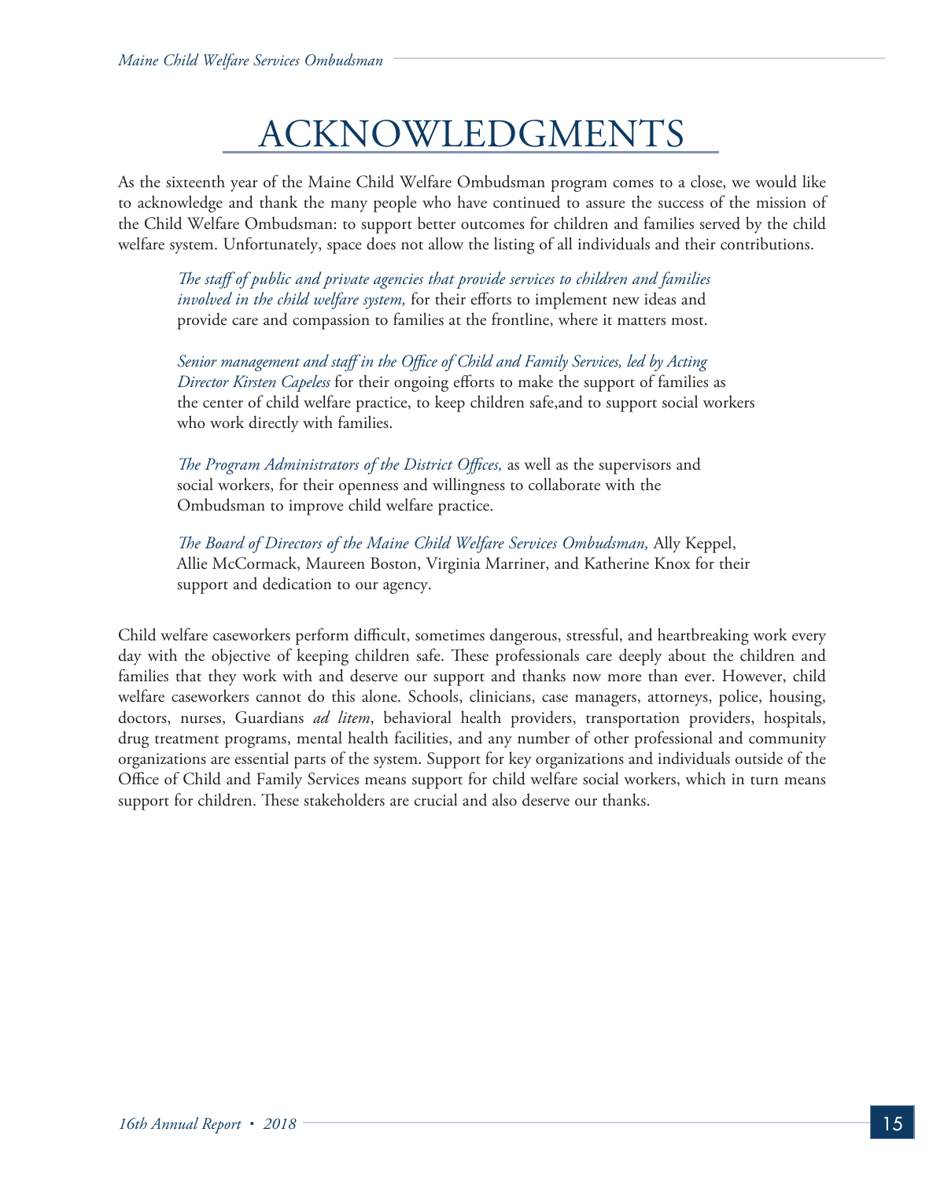# ACKNOWLEDGMENTS

As the sixteenth year of the Maine Child Welfare Ombudsman program comes to a close, we would like to acknowledge and thank the many people who have continued to assure the success of the mission of the Child Welfare Ombudsman: to support better outcomes for children and families served by the child welfare system. Unfortunately, space does not allow the listing of all individuals and their contributions.

> *The staff of public and private agencies that provide services to children and families involved in the child welfare system,* for their efforts to implement new ideas and provide care and compassion to families at the frontline, where it matters most.
>
> *Senior management and staff in the Office of Child and Family Services, led by Acting Director Kirsten Capeless* for their ongoing efforts to make the support of families as the center of child welfare practice, to keep children safe,and to support social workers who work directly with families.
>
> *The Program Administrators of the District Offices,* as well as the supervisors and social workers, for their openness and willingness to collaborate with the Ombudsman to improve child welfare practice.
>
> *The Board of Directors of the Maine Child Welfare Services Ombudsman,* Ally Keppel, Allie McCormack, Maureen Boston, Virginia Marriner, and Katherine Knox for their support and dedication to our agency.

Child welfare caseworkers perform difficult, sometimes dangerous, stressful, and heartbreaking work every day with the objective of keeping children safe. These professionals care deeply about the children and families that they work with and deserve our support and thanks now more than ever. However, child welfare caseworkers cannot do this alone. Schools, clinicians, case managers, attorneys, police, housing, doctors, nurses, Guardians *ad litem*, behavioral health providers, transportation providers, hospitals, drug treatment programs, mental health facilities, and any number of other professional and community organizations are essential parts of the system. Support for key organizations and individuals outside of the Office of Child and Family Services means support for child welfare social workers, which in turn means support for children. These stakeholders are crucial and also deserve our thanks.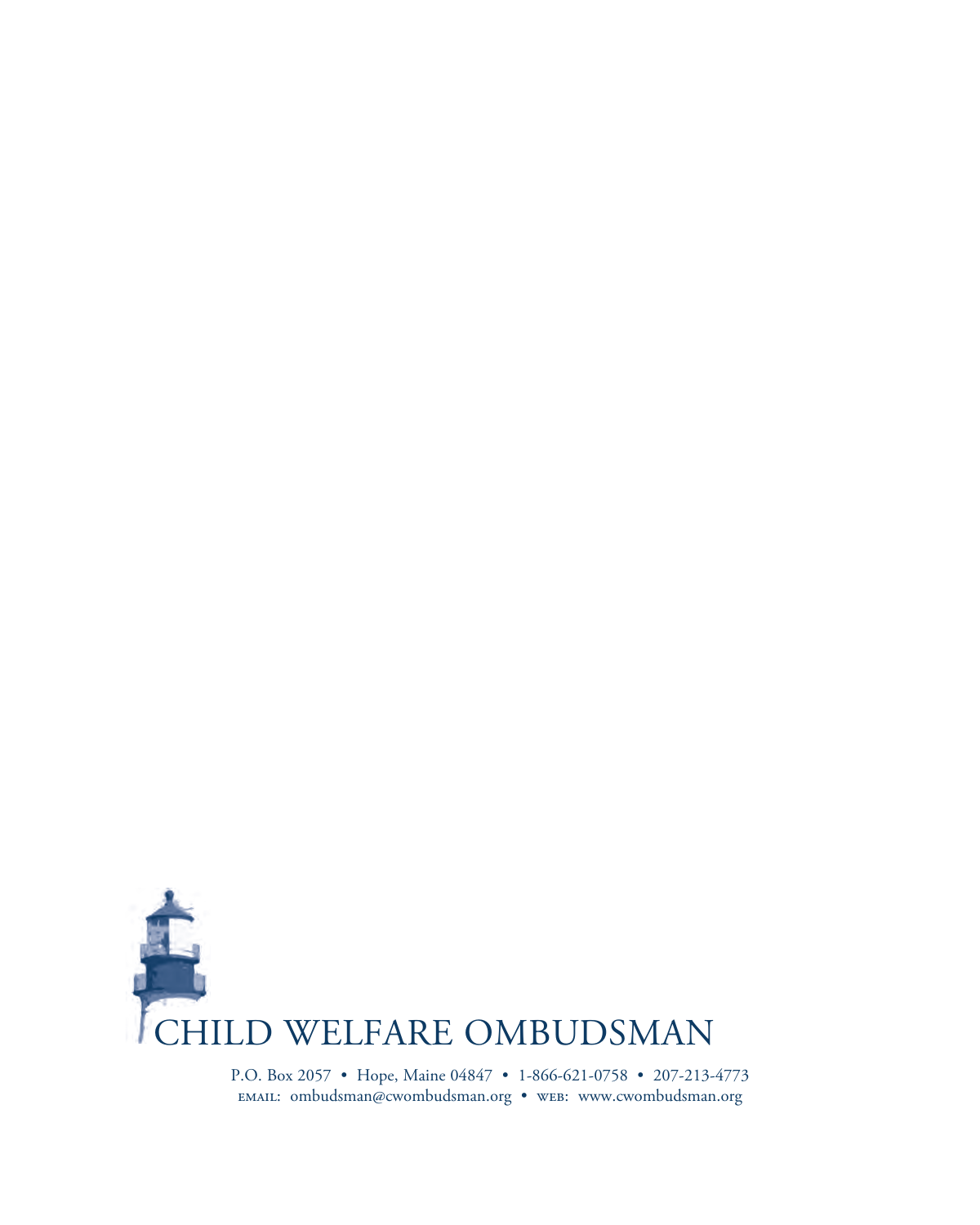# CHILD WELFARE OMBUDSMAN

P.O. Box 2057 • Hope, Maine 04847 • 1-866-621-0758 • 207-213-4773

EMAIL: ombudsman@cwombudsman.org • WEB: www.cwombudsman.org